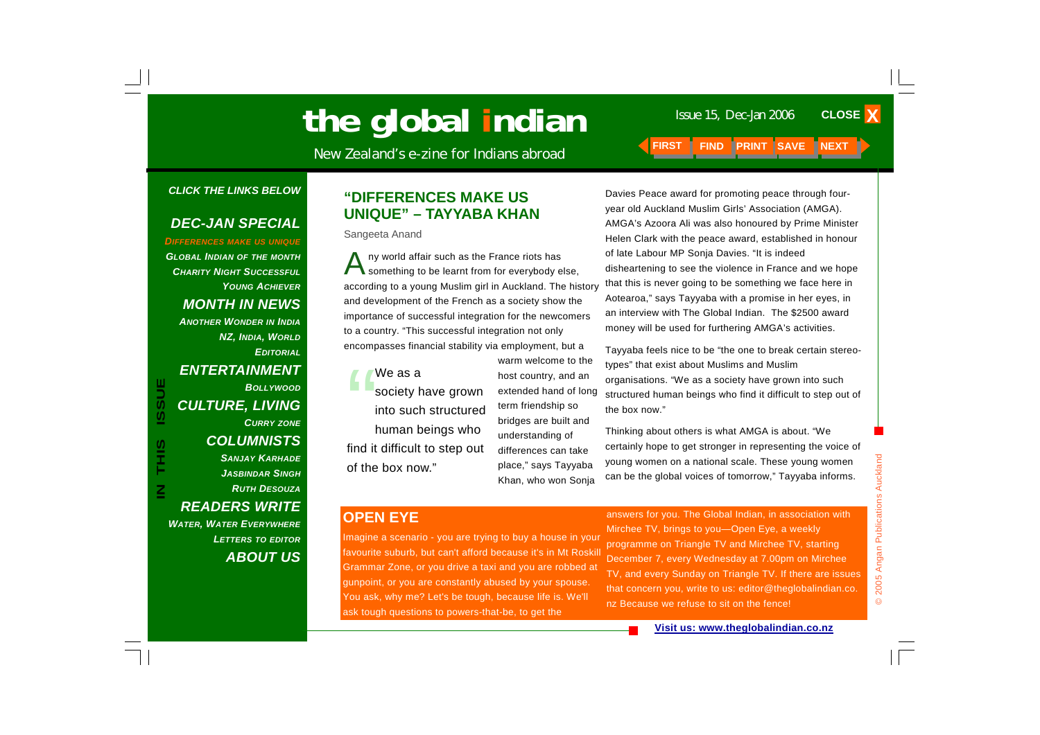# the global indian

New Zealand's e-zine for Indians abroad

Issue 15, Dec-Jan 2006

*CLICK THE LINKS BELOW*

**IN THIS ISSUE**

## *DEC-JAN SPECIAL*

*DIFFERENCES MAKE US UNIQUE*
*GLOBAL INDIAN OF THE MONTH*
*CHARITY NIGHT SUCCESSFUL*
*YOUNG ACHIEVER*

## *MONTH IN NEWS*

*ANOTHER WONDER IN INDIA*
*NZ, INDIA, WORLD*
*EDITORIAL*

## *ENTERTAINMENT*

*BOLLYWOOD*

## *CULTURE, LIVING*

*CURRY ZONE*

## *COLUMNISTS*

*SANJAY KARHADE*
*JASBINDAR SINGH*
*RUTH DESOUZA*

## *READERS WRITE*

*WATER, WATER EVERYWHERE*
*LETTERS TO EDITOR*

## *ABOUT US*

## "DIFFERENCES MAKE US UNIQUE" – TAYYABA KHAN

Sangeeta Anand

Any world affair such as the France riots has something to be learnt from for everybody else, according to a young Muslim girl in Auckland. The history and development of the French as a society show the importance of successful integration for the newcomers to a country. "This successful integration not only encompasses financial stability via employment, but a warm welcome to the host country, and an extended hand of long term friendship so bridges are built and understanding of differences can take place," says Tayyaba Khan, who won Sonja Davies Peace award for promoting peace through four-year old Auckland Muslim Girls' Association (AMGA). AMGA's Azoora Ali was also honoured by Prime Minister Helen Clark with the peace award, established in honour of late Labour MP Sonja Davies. "It is indeed disheartening to see the violence in France and we hope that this is never going to be something we face here in Aotearoa," says Tayyaba with a promise in her eyes, in an interview with The Global Indian. The $2500 award money will be used for furthering AMGA's activities.

> "We as a society have grown into such structured human beings who find it difficult to step out of the box now."

Tayyaba feels nice to be "the one to break certain stereo-types" that exist about Muslims and Muslim organisations. "We as a society have grown into such structured human beings who find it difficult to step out of the box now."

Thinking about others is what AMGA is about. "We certainly hope to get stronger in representing the voice of young women on a national scale. These young women can be the global voices of tomorrow," Tayyaba informs.

## OPEN EYE

Imagine a scenario - you are trying to buy a house in your favourite suburb, but can't afford because it's in Mt Roskill Grammar Zone, or you drive a taxi and you are robbed at gunpoint, or you are constantly abused by your spouse. You ask, why me? Let's be tough, because life is. We'll ask tough questions to powers-that-be, to get the answers for you. The Global Indian, in association with Mirchee TV, brings to you—Open Eye, a weekly programme on Triangle TV and Mirchee TV, starting December 7, every Wednesday at 7.00pm on Mirchee TV, and every Sunday on Triangle TV. If there are issues that concern you, write to us: editor@theglobalindian.co.nz Because we refuse to sit on the fence!

**Visit us: www.theglobalindian.co.nz**

© 2005 Angan Publications Auckland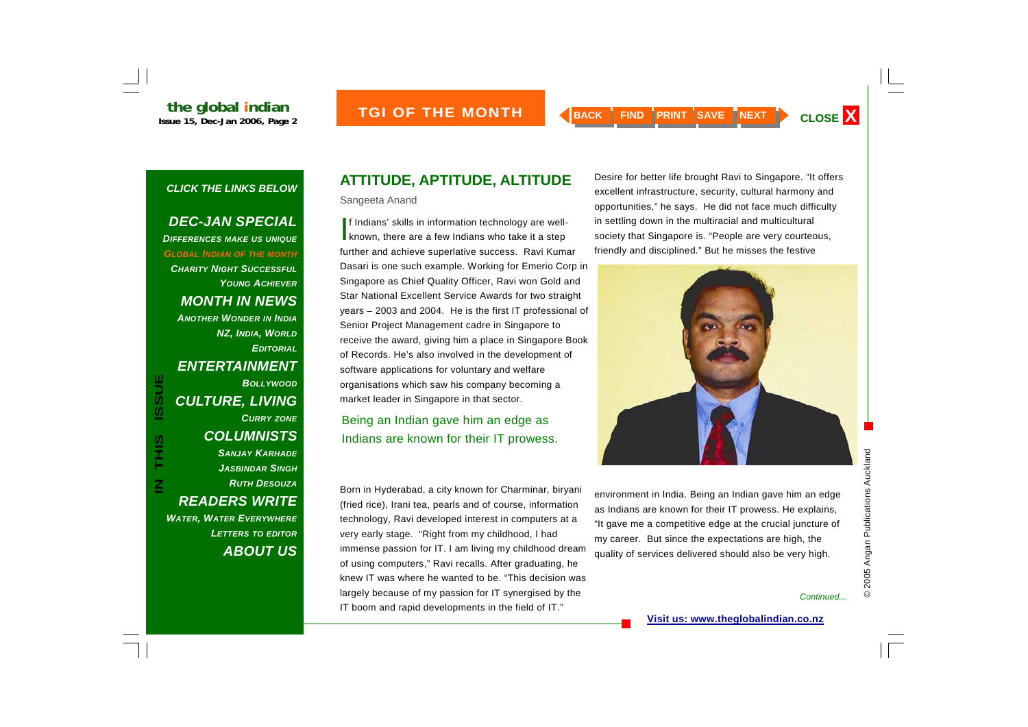## ATTITUDE, APTITUDE, ALTITUDE

Sangeeta Anand

If Indians' skills in information technology are well-known, there are a few Indians who take it a step further and achieve superlative success. Ravi Kumar Dasari is one such example. Working for Emerio Corp in Singapore as Chief Quality Officer, Ravi won Gold and Star National Excellent Service Awards for two straight years – 2003 and 2004. He is the first IT professional of Senior Project Management cadre in Singapore to receive the award, giving him a place in Singapore Book of Records. He's also involved in the development of software applications for voluntary and welfare organisations which saw his company becoming a market leader in Singapore in that sector.

> Being an Indian gave him an edge as Indians are known for their IT prowess.

Born in Hyderabad, a city known for Charminar, biryani (fried rice), Irani tea, pearls and of course, information technology, Ravi developed interest in computers at a very early stage. "Right from my childhood, I had immense passion for IT. I am living my childhood dream of using computers," Ravi recalls. After graduating, he knew IT was where he wanted to be. "This decision was largely because of my passion for IT synergised by the IT boom and rapid developments in the field of IT."

Desire for better life brought Ravi to Singapore. "It offers excellent infrastructure, security, cultural harmony and opportunities," he says. He did not face much difficulty in settling down in the multiracial and multicultural society that Singapore is. "People are very courteous, friendly and disciplined." But he misses the festive environment in India. Being an Indian gave him an edge as Indians are known for their IT prowess. He explains, "It gave me a competitive edge at the crucial juncture of my career. But since the expectations are high, the quality of services delivered should also be very high.

*Continued...*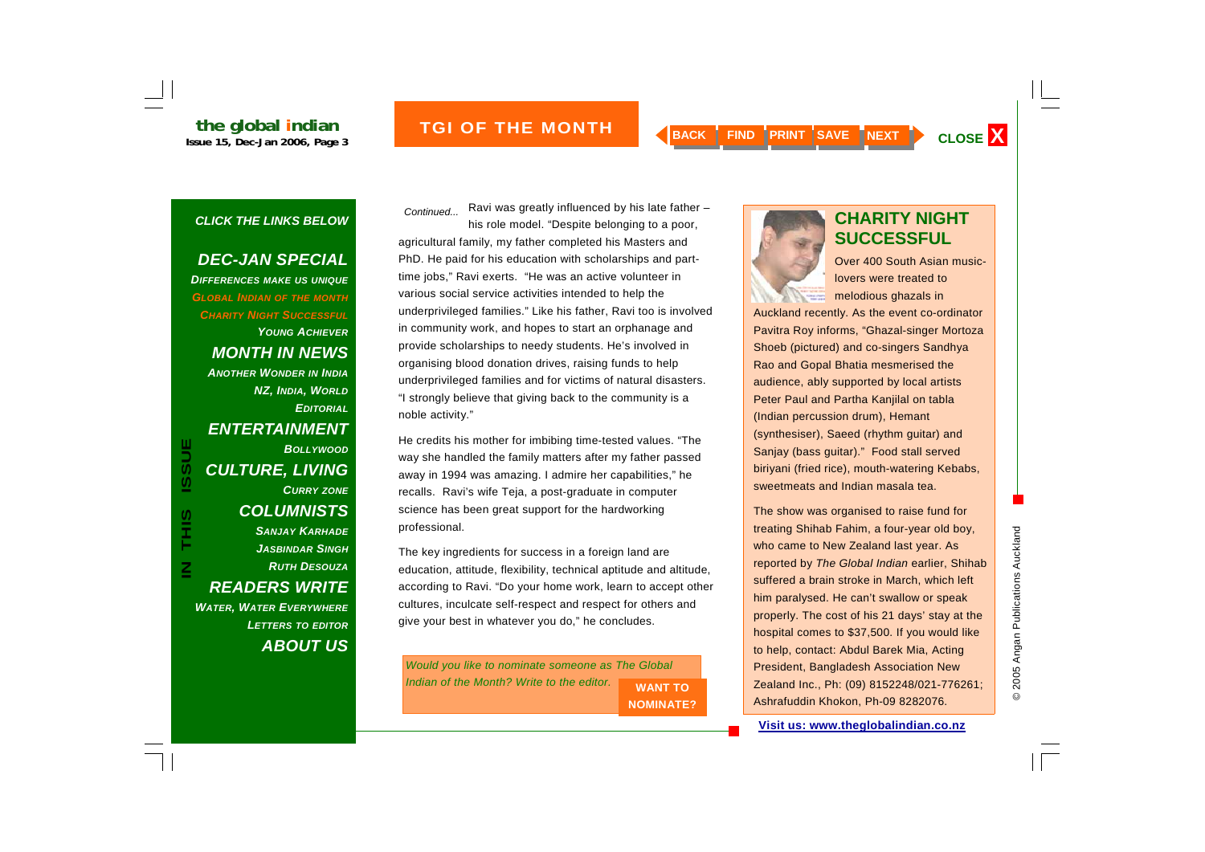## TGI OF THE MONTH

### CLICK THE LINKS BELOW

**IN THIS ISSUE**

**DEC-JAN SPECIAL**
- Differences make us unique
- Global Indian of the month
- Charity Night Successful
- Young Achiever

**MONTH IN NEWS**
- Another Wonder in India
- NZ, India, World
- Editorial

**ENTERTAINMENT**
- Bollywood

**CULTURE, LIVING**
- Curry zone

**COLUMNISTS**
- Sanjay Karhade
- Jasbindar Singh
- Ruth Desouza

**READERS WRITE**
- Water, Water Everywhere
- Letters to Editor

**ABOUT US**

*Continued...* Ravi was greatly influenced by his late father – his role model. "Despite belonging to a poor, agricultural family, my father completed his Masters and PhD. He paid for his education with scholarships and part-time jobs," Ravi exerts. "He was an active volunteer in various social service activities intended to help the underprivileged families." Like his father, Ravi too is involved in community work, and hopes to start an orphanage and provide scholarships to needy students. He's involved in organising blood donation drives, raising funds to help underprivileged families and for victims of natural disasters. "I strongly believe that giving back to the community is a noble activity."

He credits his mother for imbibing time-tested values. "The way she handled the family matters after my father passed away in 1994 was amazing. I admire her capabilities," he recalls. Ravi's wife Teja, a post-graduate in computer science has been great support for the hardworking professional.

The key ingredients for success in a foreign land are education, attitude, flexibility, technical aptitude and altitude, according to Ravi. "Do your home work, learn to accept other cultures, inculcate self-respect and respect for others and give your best in whatever you do," he concludes.

*Would you like to nominate someone as The Global Indian of the Month? Write to the editor.* **WANT TO NOMINATE?**

## CHARITY NIGHT SUCCESSFUL

Over 400 South Asian music-lovers were treated to melodious ghazals in Auckland recently. As the event co-ordinator Pavitra Roy informs, "Ghazal-singer Mortoza Shoeb (pictured) and co-singers Sandhya Rao and Gopal Bhatia mesmerised the audience, ably supported by local artists Peter Paul and Partha Kanjilal on tabla (Indian percussion drum), Hemant (synthesiser), Saeed (rhythm guitar) and Sanjay (bass guitar)." Food stall served biriyani (fried rice), mouth-watering Kebabs, sweetmeats and Indian masala tea.

The show was organised to raise fund for treating Shihab Fahim, a four-year old boy, who came to New Zealand last year. As reported by *The Global Indian* earlier, Shihab suffered a brain stroke in March, which left him paralysed. He can't swallow or speak properly. The cost of his 21 days' stay at the hospital comes to $37,500. If you would like to help, contact: Abdul Barek Mia, Acting President, Bangladesh Association New Zealand Inc., Ph: (09) 8152248/021-776261; Ashrafuddin Khokon, Ph-09 8282076.

**Visit us: www.theglobalindian.co.nz**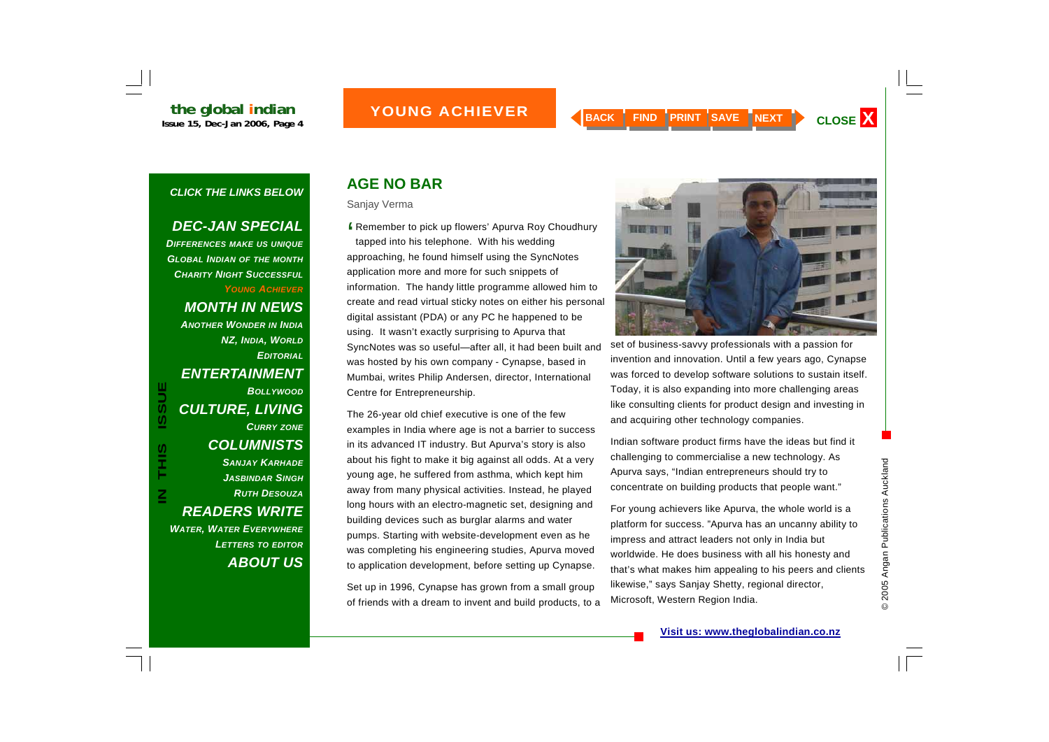## AGE NO BAR

Sanjay Verma

'Remember to pick up flowers' Apurva Roy Choudhury tapped into his telephone. With his wedding approaching, he found himself using the SyncNotes application more and more for such snippets of information. The handy little programme allowed him to create and read virtual sticky notes on either his personal digital assistant (PDA) or any PC he happened to be using. It wasn't exactly surprising to Apurva that SyncNotes was so useful—after all, it had been built and was hosted by his own company - Cynapse, based in Mumbai, writes Philip Andersen, director, International Centre for Entrepreneurship.

The 26-year old chief executive is one of the few examples in India where age is not a barrier to success in its advanced IT industry. But Apurva's story is also about his fight to make it big against all odds. At a very young age, he suffered from asthma, which kept him away from many physical activities. Instead, he played long hours with an electro-magnetic set, designing and building devices such as burglar alarms and water pumps. Starting with website-development even as he was completing his engineering studies, Apurva moved to application development, before setting up Cynapse.

Set up in 1996, Cynapse has grown from a small group of friends with a dream to invent and build products, to a set of business-savvy professionals with a passion for invention and innovation. Until a few years ago, Cynapse was forced to develop software solutions to sustain itself. Today, it is also expanding into more challenging areas like consulting clients for product design and investing in and acquiring other technology companies.

Indian software product firms have the ideas but find it challenging to commercialise a new technology. As Apurva says, "Indian entrepreneurs should try to concentrate on building products that people want."

For young achievers like Apurva, the whole world is a platform for success. "Apurva has an uncanny ability to impress and attract leaders not only in India but worldwide. He does business with all his honesty and that's what makes him appealing to his peers and clients likewise," says Sanjay Shetty, regional director, Microsoft, Western Region India.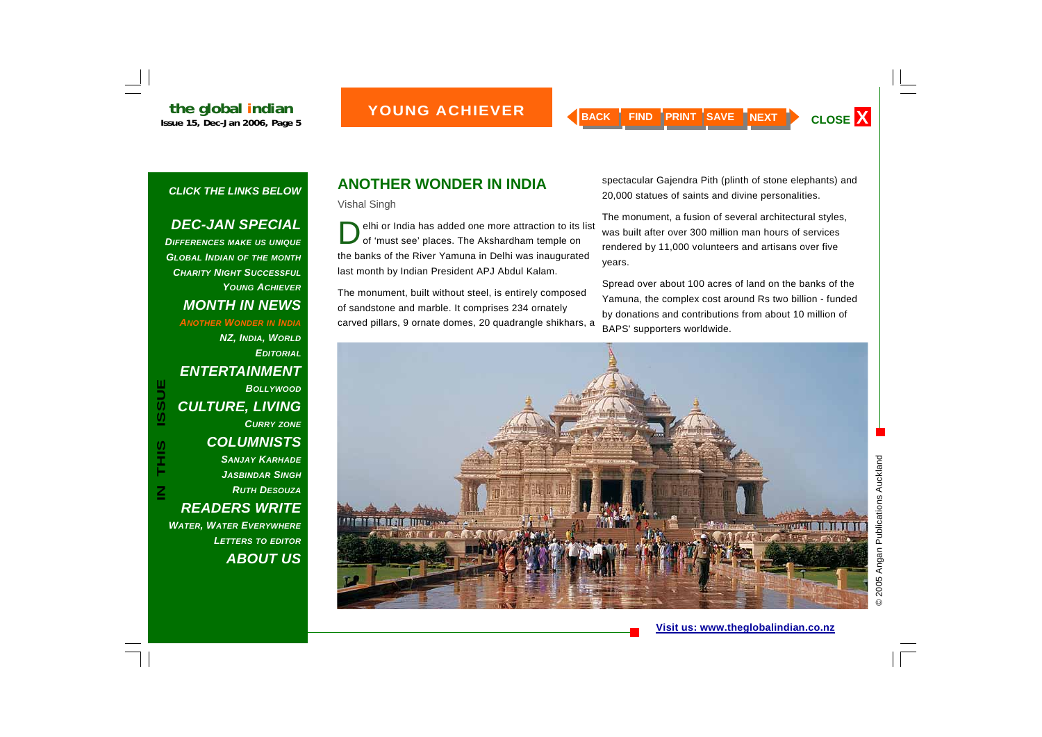## ANOTHER WONDER IN INDIA

Vishal Singh

Delhi or India has added one more attraction to its list of 'must see' places. The Akshardham temple on the banks of the River Yamuna in Delhi was inaugurated last month by Indian President APJ Abdul Kalam.

The monument, built without steel, is entirely composed of sandstone and marble. It comprises 234 ornately carved pillars, 9 ornate domes, 20 quadrangle shikhars, a spectacular Gajendra Pith (plinth of stone elephants) and 20,000 statues of saints and divine personalities.

The monument, a fusion of several architectural styles, was built after over 300 million man hours of services rendered by 11,000 volunteers and artisans over five years.

Spread over about 100 acres of land on the banks of the Yamuna, the complex cost around Rs two billion - funded by donations and contributions from about 10 million of BAPS' supporters worldwide.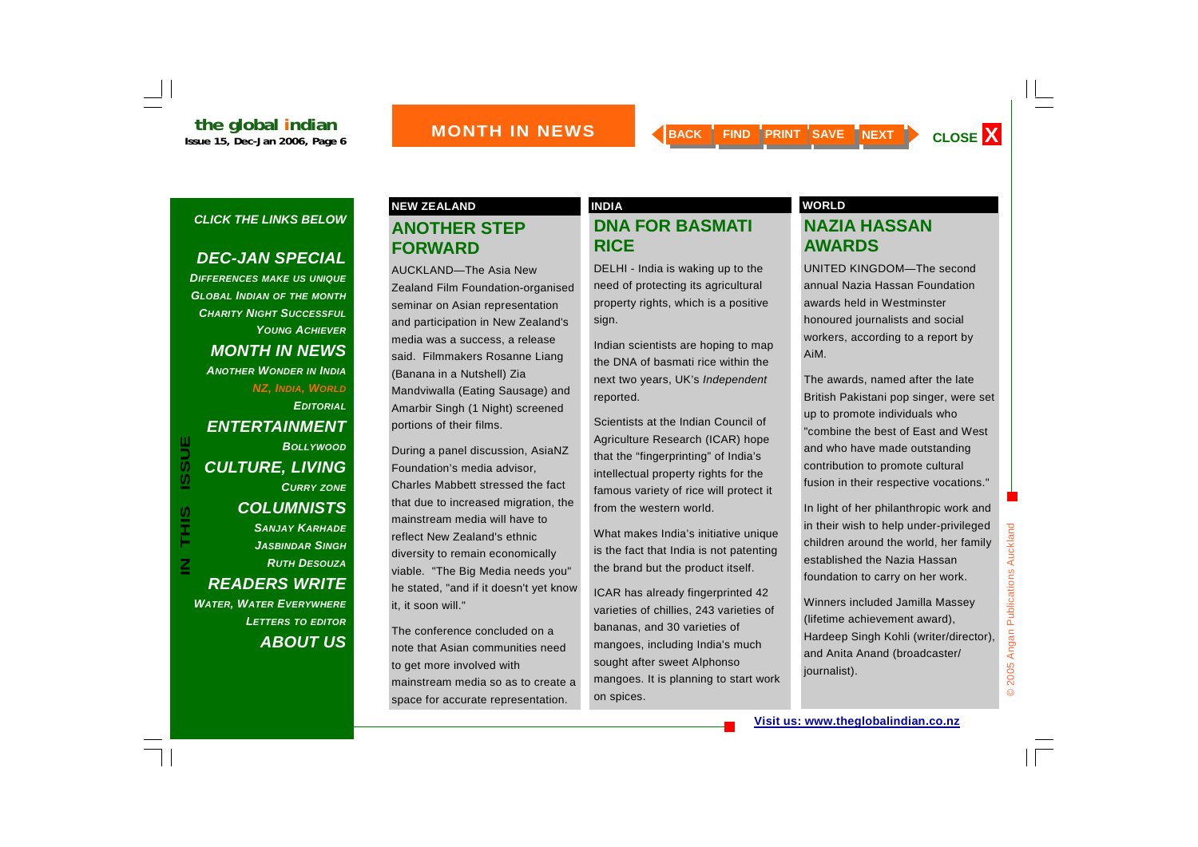# MONTH IN NEWS

CLICK THE LINKS BELOW

**DEC-JAN SPECIAL**
- Differences Make Us Unique
- Global Indian of the Month
- Charity Night Successful
- Young Achiever

**MONTH IN NEWS**
- Another Wonder in India
- NZ, India, World
- Editorial

**ENTERTAINMENT**
- Bollywood

**CULTURE, LIVING**
- Curry Zone

**COLUMNISTS**
- Sanjay Karhade
- Jasbindar Singh
- Ruth Desouza

**READERS WRITE**
- Water, Water Everywhere
- Letters to Editor

**ABOUT US**

IN THIS ISSUE

**NEW ZEALAND**

## ANOTHER STEP FORWARD

AUCKLAND—The Asia New Zealand Film Foundation-organised seminar on Asian representation and participation in New Zealand's media was a success, a release said. Filmmakers Rosanne Liang (Banana in a Nutshell) Zia Mandviwalla (Eating Sausage) and Amarbir Singh (1 Night) screened portions of their films.

During a panel discussion, AsiaNZ Foundation's media advisor, Charles Mabbett stressed the fact that due to increased migration, the mainstream media will have to reflect New Zealand's ethnic diversity to remain economically viable. "The Big Media needs you" he stated, "and if it doesn't yet know it, it soon will."

The conference concluded on a note that Asian communities need to get more involved with mainstream media so as to create a space for accurate representation.

**INDIA**

## DNA FOR BASMATI RICE

DELHI - India is waking up to the need of protecting its agricultural property rights, which is a positive sign.

Indian scientists are hoping to map the DNA of basmati rice within the next two years, UK's *Independent* reported.

Scientists at the Indian Council of Agriculture Research (ICAR) hope that the "fingerprinting" of India's intellectual property rights for the famous variety of rice will protect it from the western world.

What makes India's initiative unique is the fact that India is not patenting the brand but the product itself.

ICAR has already fingerprinted 42 varieties of chillies, 243 varieties of bananas, and 30 varieties of mangoes, including India's much sought after sweet Alphonso mangoes. It is planning to start work on spices.

**WORLD**

## NAZIA HASSAN AWARDS

UNITED KINGDOM—The second annual Nazia Hassan Foundation awards held in Westminster honoured journalists and social workers, according to a report by AiM.

The awards, named after the late British Pakistani pop singer, were set up to promote individuals who "combine the best of East and West and who have made outstanding contribution to promote cultural fusion in their respective vocations."

In light of her philanthropic work and in their wish to help under-privileged children around the world, her family established the Nazia Hassan foundation to carry on her work.

Winners included Jamilla Massey (lifetime achievement award), Hardeep Singh Kohli (writer/director), and Anita Anand (broadcaster/ journalist).

Visit us: www.theglobalindian.co.nz

© 2005 Angan Publications Auckland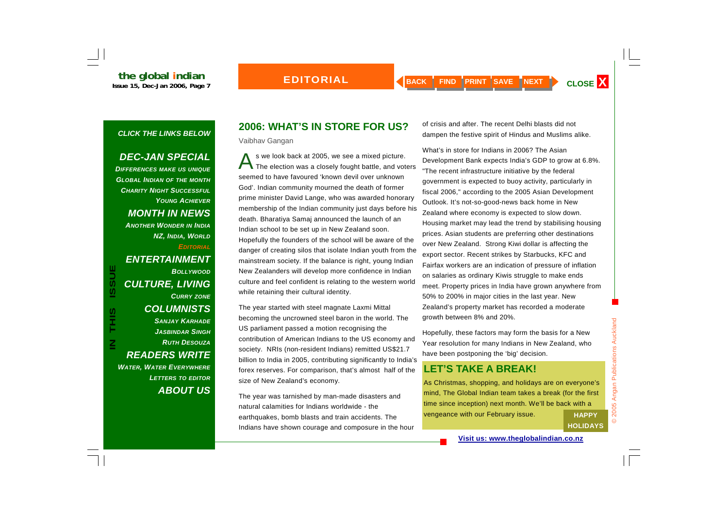## 2006: WHAT'S IN STORE FOR US?

Vaibhav Gangan

As we look back at 2005, we see a mixed picture. The election was a closely fought battle, and voters seemed to have favoured 'known devil over unknown God'. Indian community mourned the death of former prime minister David Lange, who was awarded honorary membership of the Indian community just days before his death. Bharatiya Samaj announced the launch of an Indian school to be set up in New Zealand soon. Hopefully the founders of the school will be aware of the danger of creating silos that isolate Indian youth from the mainstream society. If the balance is right, young Indian New Zealanders will develop more confidence in Indian culture and feel confident is relating to the western world while retaining their cultural identity.

The year started with steel magnate Laxmi Mittal becoming the uncrowned steel baron in the world. The US parliament passed a motion recognising the contribution of American Indians to the US economy and society. NRIs (non-resident Indians) remitted US$21.7 billion to India in 2005, contributing significantly to India's forex reserves. For comparison, that's almost half of the size of New Zealand's economy.

The year was tarnished by man-made disasters and natural calamities for Indians worldwide - the earthquakes, bomb blasts and train accidents. The Indians have shown courage and composure in the hour of crisis and after. The recent Delhi blasts did not dampen the festive spirit of Hindus and Muslims alike.

What's in store for Indians in 2006? The Asian Development Bank expects India's GDP to grow at 6.8%. "The recent infrastructure initiative by the federal government is expected to buoy activity, particularly in fiscal 2006," according to the 2005 Asian Development Outlook. It's not-so-good-news back home in New Zealand where economy is expected to slow down. Housing market may lead the trend by stabilising housing prices. Asian students are preferring other destinations over New Zealand. Strong Kiwi dollar is affecting the export sector. Recent strikes by Starbucks, KFC and Fairfax workers are an indication of pressure of inflation on salaries as ordinary Kiwis struggle to make ends meet. Property prices in India have grown anywhere from 50% to 200% in major cities in the last year. New Zealand's property market has recorded a moderate growth between 8% and 20%.

Hopefully, these factors may form the basis for a New Year resolution for many Indians in New Zealand, who have been postponing the 'big' decision.

## LET'S TAKE A BREAK!

As Christmas, shopping, and holidays are on everyone's mind, The Global Indian team takes a break (for the first time since inception) next month. We'll be back with a vengeance with our February issue.

**HAPPY HOLIDAYS**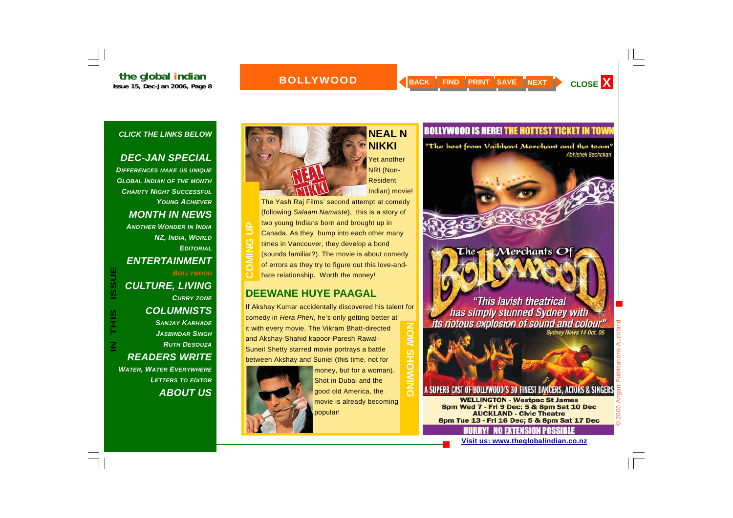## BOLLYWOOD

CLICK THE LINKS BELOW

**DEC-JAN SPECIAL**
- Differences make us unique
- Global Indian of the month
- Charity Night Successful
- Young Achiever

**MONTH IN NEWS**
- Another Wonder in India
- NZ, India, World
- Editorial

**ENTERTAINMENT**
- Bollywood

**CULTURE, LIVING**
- Curry Zone

**COLUMNISTS**
- Sanjay Karhade
- Jasbindar Singh
- Ruth Desouza

**READERS WRITE**
- Water, Water Everywhere
- Letters to Editor

**ABOUT US**

### COMING UP

### NEAL N NIKKI

Yet another NRI (Non-Resident Indian) movie! The Yash Raj Films' second attempt at comedy (following *Salaam Namaste*), this is a story of two young Indians born and brought up in Canada. As they bump into each other many times in Vancouver, they develop a bond (sounds familiar?). The movie is about comedy of errors as they try to figure out this love-and-hate relationship. Worth the money!

### NOW SHOWING

### DEEWANE HUYE PAAGAL

If Akshay Kumar accidentally discovered his talent for comedy in *Hera Pheri*, he's only getting better at it with every movie. The Vikram Bhatt-directed and Akshay-Shahid kapoor-Paresh Rawal-Suneil Shetty starred movie portrays a battle between Akshay and Suniel (this time, not for money, but for a woman). Shot in Dubai and the good old America, the movie is already becoming popular!

**BOLLYWOOD IS HERE! THE HOTTEST TICKET IN TOWN**

"The best from Vaibhavi Merchant and the team" – Abhishek Bachchan

**The Merchants Of Bollywood**

"This lavish theatrical has simply stunned Sydney with its riotous explosion of sound and colour" – Sydney News 14 Oct. 05

A SUPERB CAST OF BOLLYWOOD'S 30 FINEST DANCERS, ACTORS & SINGERS

**WELLINGTON** - Westpac St James
8pm Wed 7 - Fri 9 Dec; 5 & 8pm Sat 10 Dec

**AUCKLAND** - Civic Theatre
8pm Tue 13 - Fri 16 Dec; 5 & 8pm Sat 17 Dec

**HURRY! NO EXTENSION POSSIBLE**

Visit us: www.theglobalindian.co.nz

© 2005 Angan Publications Auckland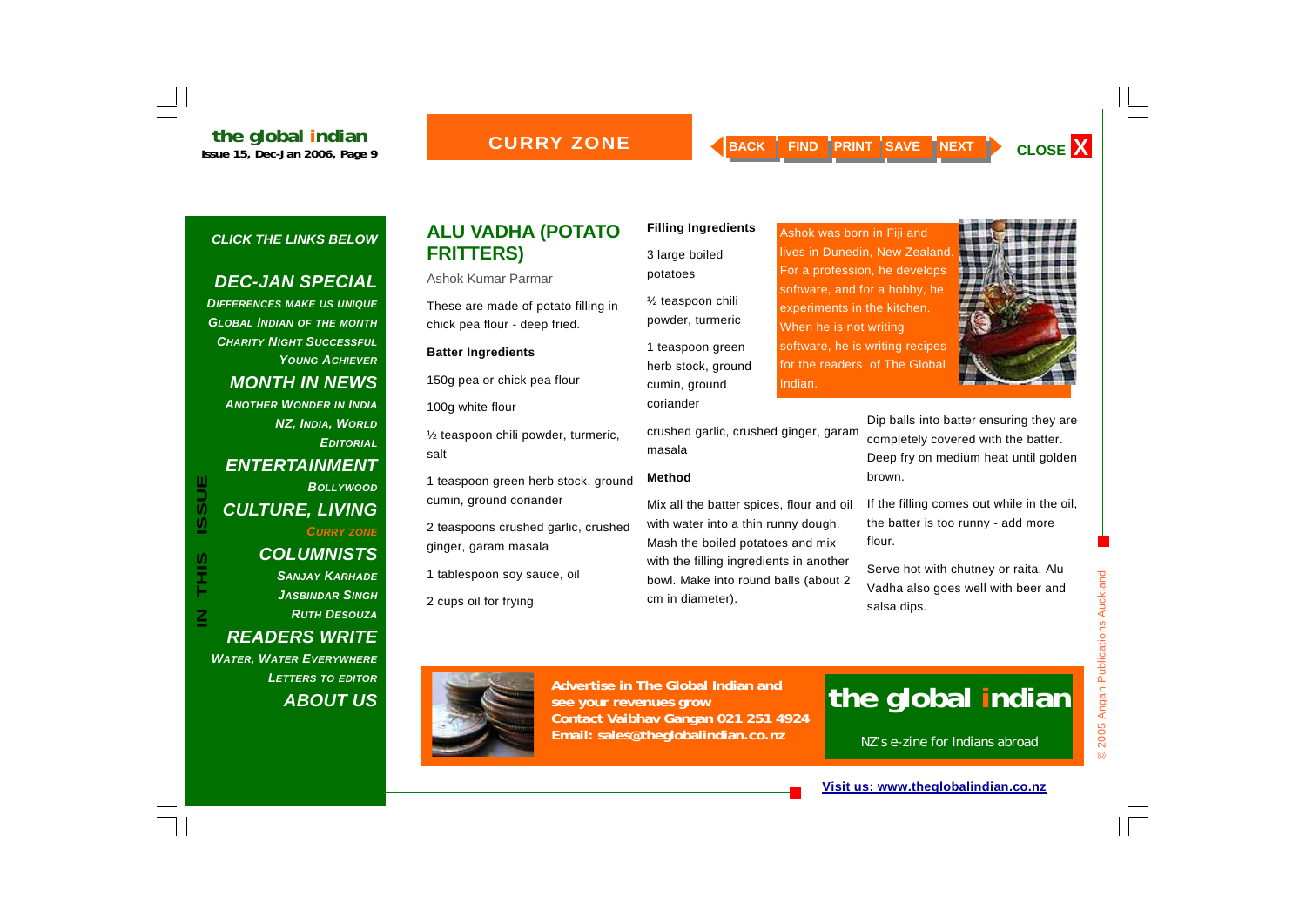## ALU VADHA (POTATO FRITTERS)

Ashok Kumar Parmar

These are made of potato filling in chick pea flour - deep fried.

**Batter Ingredients**

150g pea or chick pea flour

100g white flour

½ teaspoon chili powder, turmeric, salt

1 teaspoon green herb stock, ground cumin, ground coriander

2 teaspoons crushed garlic, crushed ginger, garam masala

1 tablespoon soy sauce, oil

2 cups oil for frying

**Filling Ingredients**

3 large boiled potatoes

½ teaspoon chili powder, turmeric

1 teaspoon green herb stock, ground cumin, ground coriander

crushed garlic, crushed ginger, garam masala

**Method**

Mix all the batter spices, flour and oil with water into a thin runny dough. Mash the boiled potatoes and mix with the filling ingredients in another bowl. Make into round balls (about 2 cm in diameter).

Dip balls into batter ensuring they are completely covered with the batter. Deep fry on medium heat until golden brown.

If the filling comes out while in the oil, the batter is too runny - add more flour.

Serve hot with chutney or raita. Alu Vadha also goes well with beer and salsa dips.

Ashok was born in Fiji and lives in Dunedin, New Zealand. For a profession, he develops software, and for a hobby, he experiments in the kitchen. When he is not writing software, he is writing recipes for the readers of The Global Indian.

**Advertise in The Global Indian and see your revenues grow**
**Contact Vaibhav Gangan 021 251 4924**
**Email: sales@theglobalindian.co.nz**

the global indian

NZ's e-zine for Indians abroad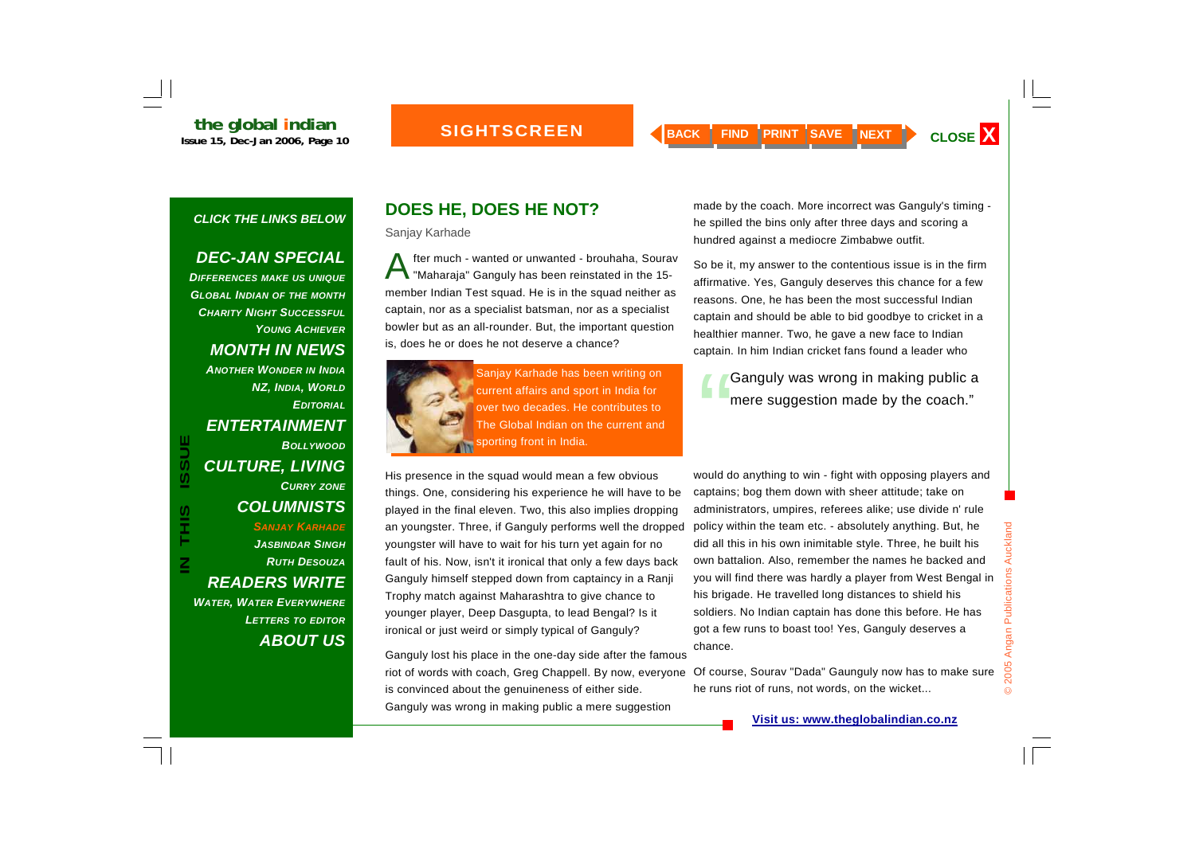## DOES HE, DOES HE NOT?

Sanjay Karhade

After much - wanted or unwanted - brouhaha, Sourav "Maharaja" Ganguly has been reinstated in the 15-member Indian Test squad. He is in the squad neither as captain, nor as a specialist batsman, nor as a specialist bowler but as an all-rounder. But, the important question is, does he or does he not deserve a chance?

Sanjay Karhade has been writing on current affairs and sport in India for over two decades. He contributes to The Global Indian on the current and sporting front in India.

His presence in the squad would mean a few obvious things. One, considering his experience he will have to be played in the final eleven. Two, this also implies dropping an youngster. Three, if Ganguly performs well the dropped youngster will have to wait for his turn yet again for no fault of his. Now, isn't it ironical that only a few days back Ganguly himself stepped down from captaincy in a Ranji Trophy match against Maharashtra to give chance to younger player, Deep Dasgupta, to lead Bengal? Is it ironical or just weird or simply typical of Ganguly?

Ganguly lost his place in the one-day side after the famous riot of words with coach, Greg Chappell. By now, everyone is convinced about the genuineness of either side. Ganguly was wrong in making public a mere suggestion made by the coach. More incorrect was Ganguly's timing - he spilled the bins only after three days and scoring a hundred against a mediocre Zimbabwe outfit.

So be it, my answer to the contentious issue is in the firm affirmative. Yes, Ganguly deserves this chance for a few reasons. One, he has been the most successful Indian captain and should be able to bid goodbye to cricket in a healthier manner. Two, he gave a new face to Indian captain. In him Indian cricket fans found a leader who would do anything to win - fight with opposing players and captains; bog them down with sheer attitude; take on administrators, umpires, referees alike; use divide n' rule policy within the team etc. - absolutely anything. But, he did all this in his own inimitable style. Three, he built his own battalion. Also, remember the names he backed and you will find there was hardly a player from West Bengal in his brigade. He travelled long distances to shield his soldiers. No Indian captain has done this before. He has got a few runs to boast too! Yes, Ganguly deserves a chance.

> "Ganguly was wrong in making public a mere suggestion made by the coach."

Of course, Sourav "Dada" Gaunguly now has to make sure he runs riot of runs, not words, on the wicket...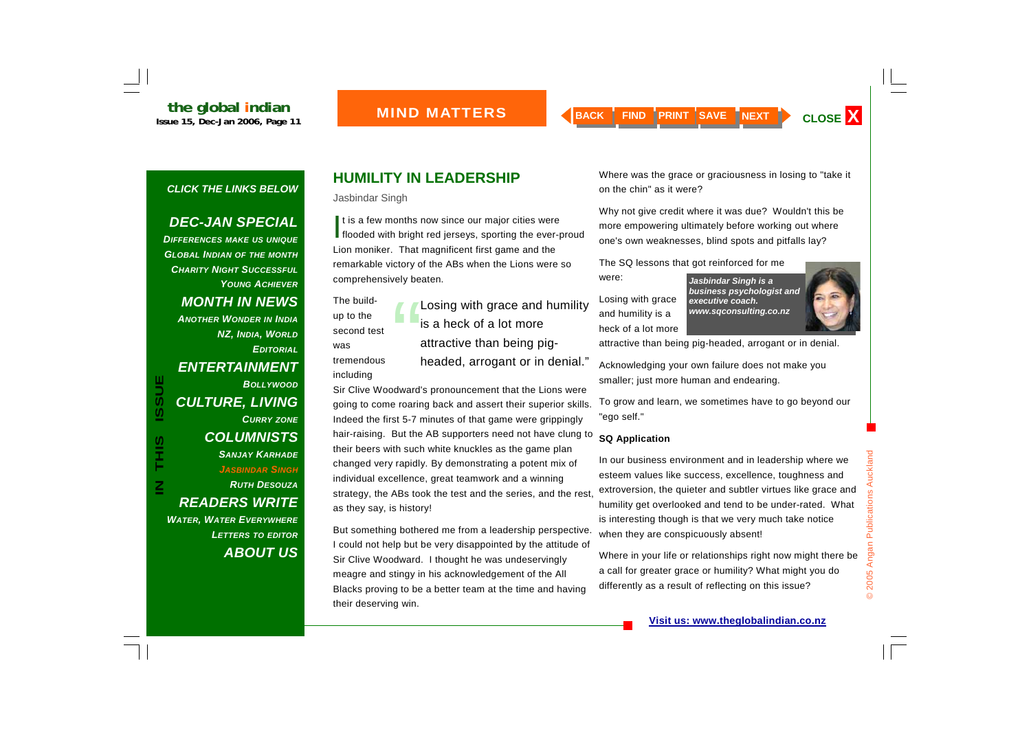## HUMILITY IN LEADERSHIP

Jasbindar Singh

It is a few months now since our major cities were flooded with bright red jerseys, sporting the ever-proud Lion moniker. That magnificent first game and the remarkable victory of the ABs when the Lions were so comprehensively beaten.

> "Losing with grace and humility is a heck of a lot more attractive than being pig-headed, arrogant or in denial."

The build-up to the second test was tremendous including Sir Clive Woodward's pronouncement that the Lions were going to come roaring back and assert their superior skills. Indeed the first 5-7 minutes of that game were grippingly hair-raising. But the AB supporters need not have clung to their beers with such white knuckles as the game plan changed very rapidly. By demonstrating a potent mix of individual excellence, great teamwork and a winning strategy, the ABs took the test and the series, and the rest, as they say, is history!

But something bothered me from a leadership perspective. I could not help but be very disappointed by the attitude of Sir Clive Woodward. I thought he was undeservingly meagre and stingy in his acknowledgement of the All Blacks proving to be a better team at the time and having their deserving win.

Where was the grace or graciousness in losing to "take it on the chin" as it were?

Why not give credit where it was due? Wouldn't this be more empowering ultimately before working out where one's own weaknesses, blind spots and pitfalls lay?

The SQ lessons that got reinforced for me were:

*Jasbindar Singh is a business psychologist and executive coach. www.sqconsulting.co.nz*

Losing with grace and humility is a heck of a lot more attractive than being pig-headed, arrogant or in denial.

Acknowledging your own failure does not make you smaller; just more human and endearing.

To grow and learn, we sometimes have to go beyond our "ego self."

**SQ Application**

In our business environment and in leadership where we esteem values like success, excellence, toughness and extroversion, the quieter and subtler virtues like grace and humility get overlooked and tend to be under-rated. What is interesting though is that we very much take notice when they are conspicuously absent!

Where in your life or relationships right now might there be a call for greater grace or humility? What might you do differently as a result of reflecting on this issue?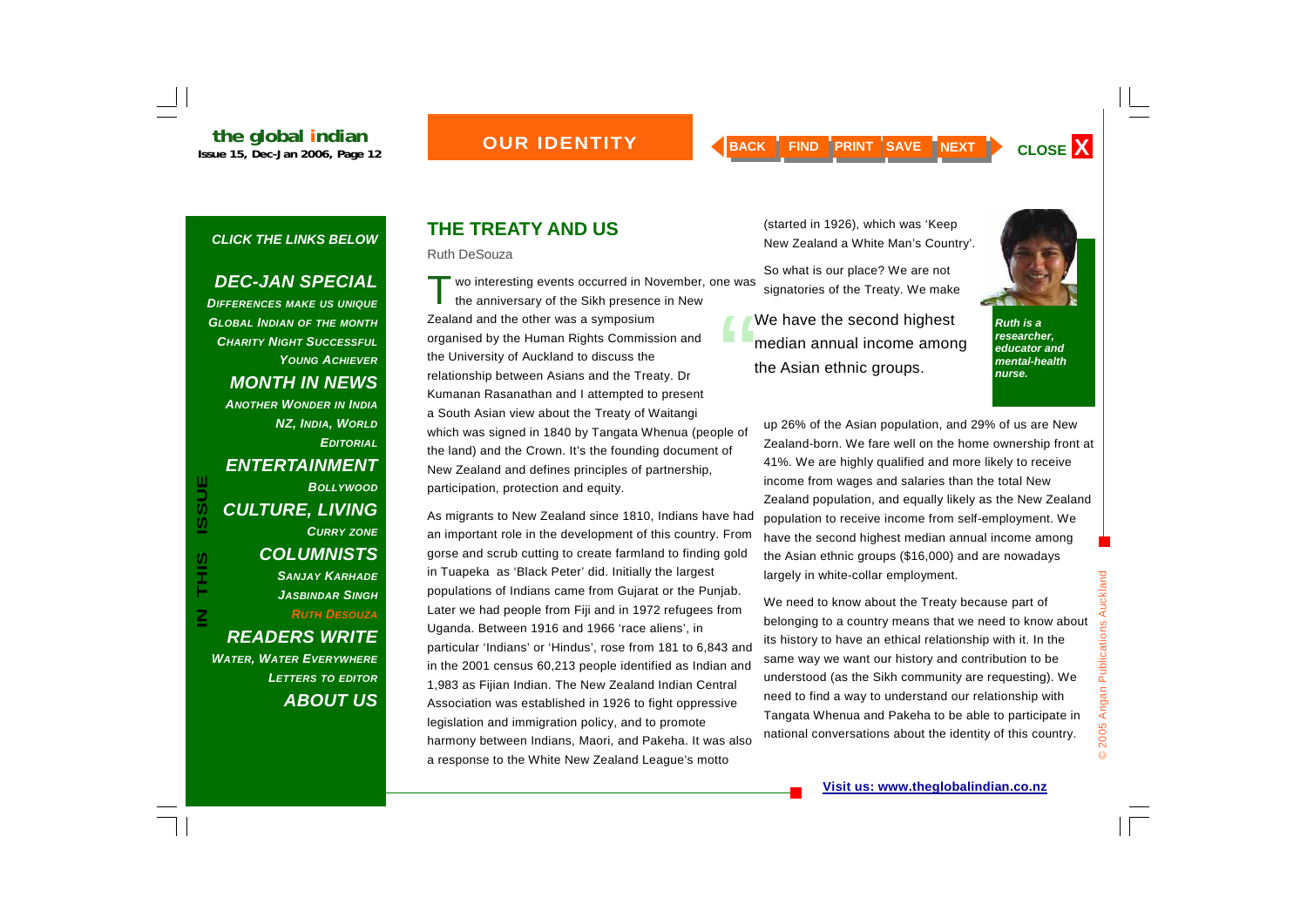## THE TREATY AND US

Ruth DeSouza

Two interesting events occurred in November, one was the anniversary of the Sikh presence in New Zealand and the other was a symposium organised by the Human Rights Commission and the University of Auckland to discuss the relationship between Asians and the Treaty. Dr Kumanan Rasanathan and I attempted to present a South Asian view about the Treaty of Waitangi which was signed in 1840 by Tangata Whenua (people of the land) and the Crown. It's the founding document of New Zealand and defines principles of partnership, participation, protection and equity.

As migrants to New Zealand since 1810, Indians have had an important role in the development of this country. From gorse and scrub cutting to create farmland to finding gold in Tuapeka as 'Black Peter' did. Initially the largest populations of Indians came from Gujarat or the Punjab. Later we had people from Fiji and in 1972 refugees from Uganda. Between 1916 and 1966 'race aliens', in particular 'Indians' or 'Hindus', rose from 181 to 6,843 and in the 2001 census 60,213 people identified as Indian and 1,983 as Fijian Indian. The New Zealand Indian Central Association was established in 1926 to fight oppressive legislation and immigration policy, and to promote harmony between Indians, Maori, and Pakeha. It was also a response to the White New Zealand League's motto (started in 1926), which was 'Keep New Zealand a White Man's Country'.

So what is our place? We are not signatories of the Treaty. We make up 26% of the Asian population, and 29% of us are New Zealand-born. We fare well on the home ownership front at 41%. We are highly qualified and more likely to receive income from wages and salaries than the total New Zealand population, and equally likely as the New Zealand population to receive income from self-employment. We have the second highest median annual income among the Asian ethnic groups ($16,000) and are nowadays largely in white-collar employment.

> "We have the second highest median annual income among the Asian ethnic groups.

*Ruth is a researcher, educator and mental-health nurse.*

We need to know about the Treaty because part of belonging to a country means that we need to know about its history to have an ethical relationship with it. In the same way we want our history and contribution to be understood (as the Sikh community are requesting). We need to find a way to understand our relationship with Tangata Whenua and Pakeha to be able to participate in national conversations about the identity of this country.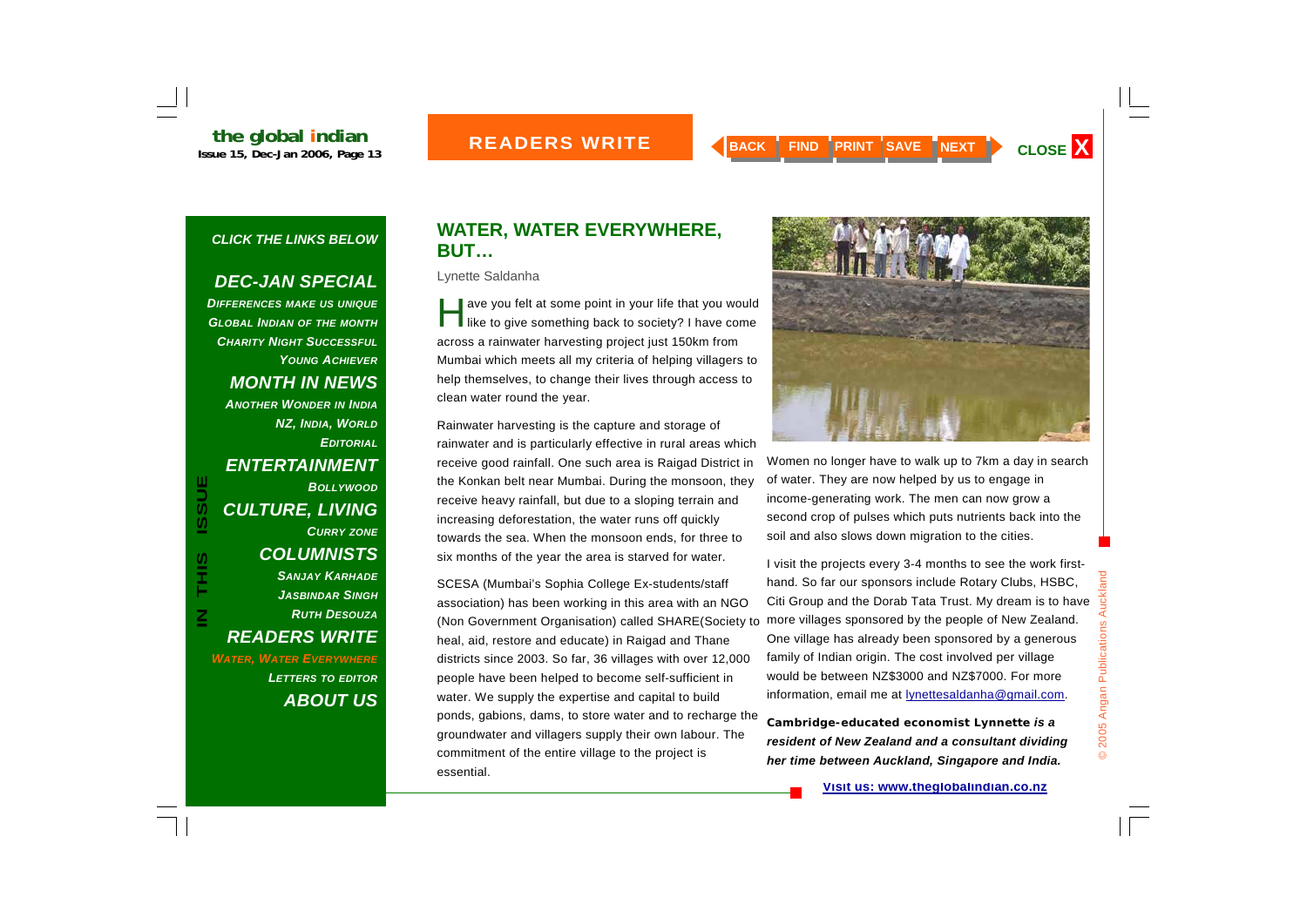## WATER, WATER EVERYWHERE, BUT…

Lynette Saldanha

Have you felt at some point in your life that you would like to give something back to society? I have come across a rainwater harvesting project just 150km from Mumbai which meets all my criteria of helping villagers to help themselves, to change their lives through access to clean water round the year.

Rainwater harvesting is the capture and storage of rainwater and is particularly effective in rural areas which receive good rainfall. One such area is Raigad District in the Konkan belt near Mumbai. During the monsoon, they receive heavy rainfall, but due to a sloping terrain and increasing deforestation, the water runs off quickly towards the sea. When the monsoon ends, for three to six months of the year the area is starved for water.

SCESA (Mumbai's Sophia College Ex-students/staff association) has been working in this area with an NGO (Non Government Organisation) called SHARE(Society to heal, aid, restore and educate) in Raigad and Thane districts since 2003. So far, 36 villages with over 12,000 people have been helped to become self-sufficient in water. We supply the expertise and capital to build ponds, gabions, dams, to store water and to recharge the groundwater and villagers supply their own labour. The commitment of the entire village to the project is essential.

Women no longer have to walk up to 7km a day in search of water. They are now helped by us to engage in income-generating work. The men can now grow a second crop of pulses which puts nutrients back into the soil and also slows down migration to the cities.

I visit the projects every 3-4 months to see the work first-hand. So far our sponsors include Rotary Clubs, HSBC, Citi Group and the Dorab Tata Trust. My dream is to have more villages sponsored by the people of New Zealand. One village has already been sponsored by a generous family of Indian origin. The cost involved per village would be between NZ$3000 and NZ$7000. For more information, email me at lynettesaldanha@gmail.com.

***Cambridge-educated economist Lynnette is a resident of New Zealand and a consultant dividing her time between Auckland, Singapore and India.***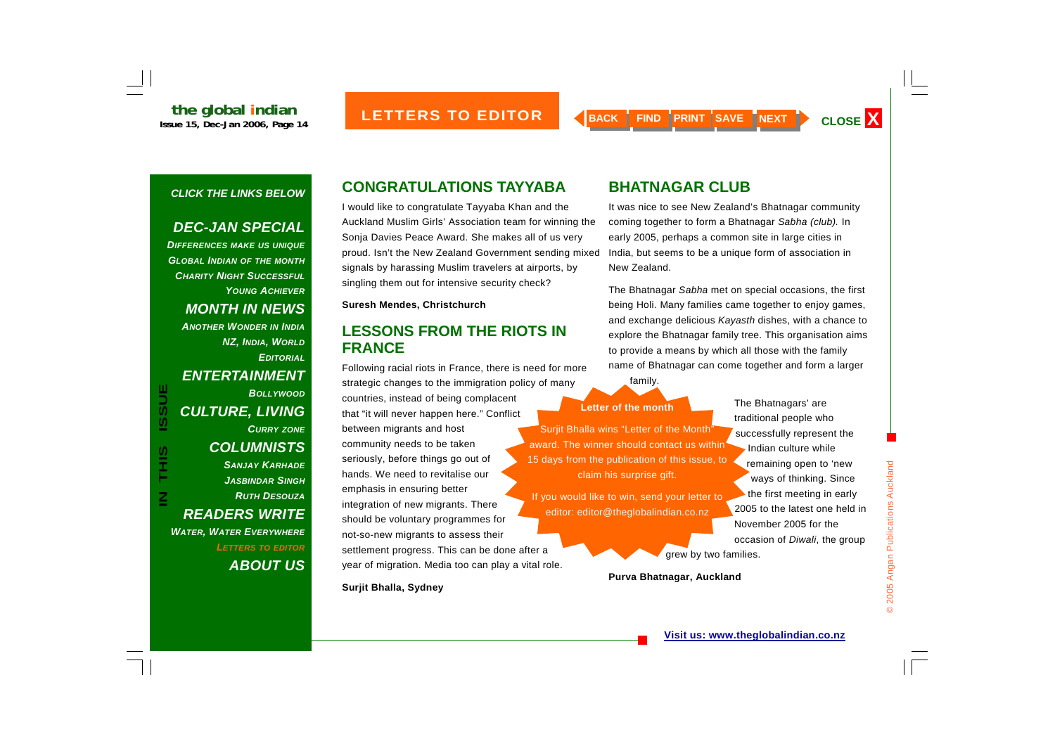## LETTERS TO EDITOR

## CONGRATULATIONS TAYYABA

I would like to congratulate Tayyaba Khan and the Auckland Muslim Girls' Association team for winning the Sonja Davies Peace Award. She makes all of us very proud. Isn't the New Zealand Government sending mixed signals by harassing Muslim travelers at airports, by singling them out for intensive security check?

**Suresh Mendes, Christchurch**

## LESSONS FROM THE RIOTS IN FRANCE

Following racial riots in France, there is need for more strategic changes to the immigration policy of many countries, instead of being complacent that "it will never happen here." Conflict between migrants and host community needs to be taken seriously, before things go out of hands. We need to revitalise our emphasis in ensuring better integration of new migrants. There should be voluntary programmes for not-so-new migrants to assess their settlement progress. This can be done after a year of migration. Media too can play a vital role.

**Surjit Bhalla, Sydney**

**Letter of the month**

Surjit Bhalla wins "Letter of the Month" award. The winner should contact us within 15 days from the publication of this issue, to claim his surprise gift.

If you would like to win, send your letter to editor: editor@theglobalindian.co.nz

## BHATNAGAR CLUB

It was nice to see New Zealand's Bhatnagar community coming together to form a Bhatnagar *Sabha (club).* In early 2005, perhaps a common site in large cities in India, but seems to be a unique form of association in New Zealand.

The Bhatnagar *Sabha* met on special occasions, the first being Holi. Many families came together to enjoy games, and exchange delicious *Kayasth* dishes, with a chance to explore the Bhatnagar family tree. This organisation aims to provide a means by which all those with the family name of Bhatnagar can come together and form a larger family.

The Bhatnagars' are traditional people who successfully represent the Indian culture while remaining open to 'new ways of thinking. Since the first meeting in early 2005 to the latest one held in November 2005 for the occasion of *Diwali*, the group grew by two families.

**Purva Bhatnagar, Auckland**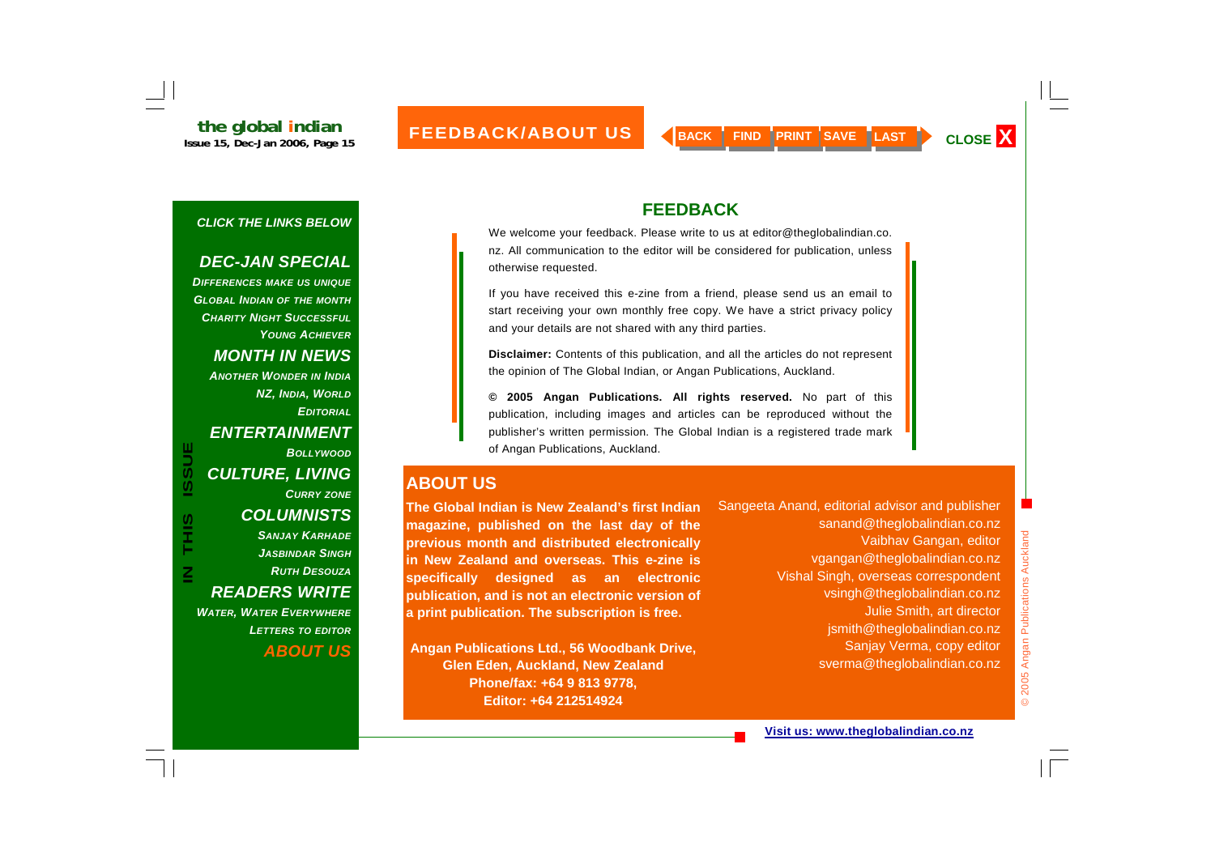## FEEDBACK/ABOUT US

*CLICK THE LINKS BELOW*

**IN THIS ISSUE**

*DEC-JAN SPECIAL*
- *Differences Make Us Unique*
- *Global Indian of the Month*
- *Charity Night Successful*
- *Young Achiever*

*MONTH IN NEWS*
- *Another Wonder in India*
- *NZ, India, World*
- *Editorial*

*ENTERTAINMENT*
- *Bollywood*

*CULTURE, LIVING*
- *Curry Zone*

*COLUMNISTS*
- *Sanjay Karhade*
- *Jasbindar Singh*
- *Ruth Desouza*

*READERS WRITE*
- *Water, Water Everywhere*
- *Letters to Editor*

*ABOUT US*

## FEEDBACK

We welcome your feedback. Please write to us at editor@theglobalindian.co.nz. All communication to the editor will be considered for publication, unless otherwise requested.

If you have received this e-zine from a friend, please send us an email to start receiving your own monthly free copy. We have a strict privacy policy and your details are not shared with any third parties.

**Disclaimer:** Contents of this publication, and all the articles do not represent the opinion of The Global Indian, or Angan Publications, Auckland.

**© 2005 Angan Publications. All rights reserved.** No part of this publication, including images and articles can be reproduced without the publisher's written permission. The Global Indian is a registered trade mark of Angan Publications, Auckland.

## ABOUT US

**The Global Indian is New Zealand's first Indian magazine, published on the last day of the previous month and distributed electronically in New Zealand and overseas. This e-zine is specifically designed as an electronic publication, and is not an electronic version of a print publication. The subscription is free.**

**Angan Publications Ltd., 56 Woodbank Drive, Glen Eden, Auckland, New Zealand**
**Phone/fax: +64 9 813 9778,**
**Editor: +64 212514924**

Sangeeta Anand, editorial advisor and publisher
sanand@theglobalindian.co.nz
Vaibhav Gangan, editor
vgangan@theglobalindian.co.nz
Vishal Singh, overseas correspondent
vsingh@theglobalindian.co.nz
Julie Smith, art director
jsmith@theglobalindian.co.nz
Sanjay Verma, copy editor
sverma@theglobalindian.co.nz

Visit us: www.theglobalindian.co.nz

© 2005 Angan Publications Auckland